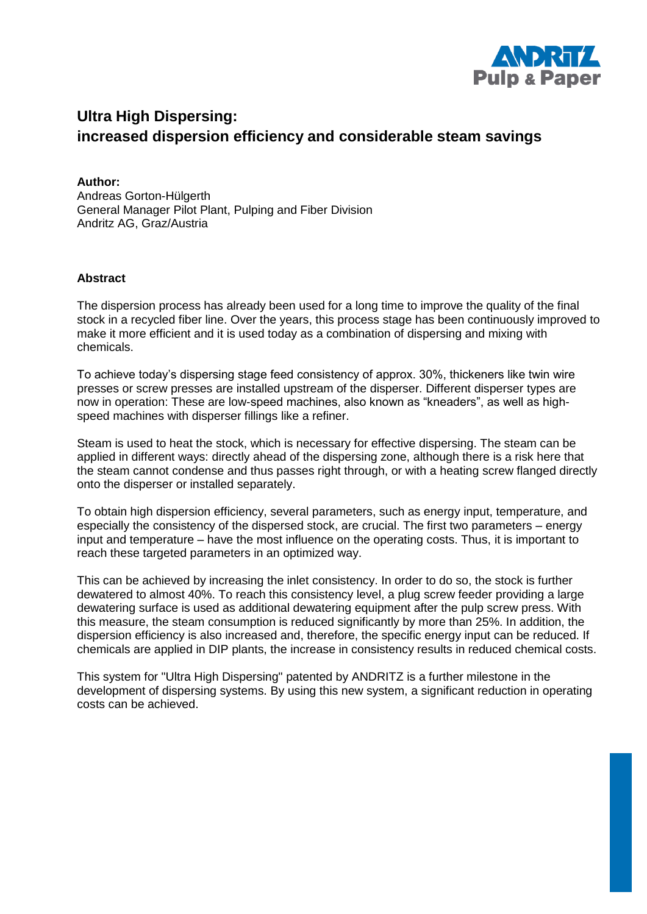# Ultra High Dispersing: increased dispersion efficiency and considerable steam savings

**Author:**
Andreas Gorton-Hülgerth
General Manager Pilot Plant, Pulping and Fiber Division
Andritz AG, Graz/Austria

## Abstract

The dispersion process has already been used for a long time to improve the quality of the final stock in a recycled fiber line. Over the years, this process stage has been continuously improved to make it more efficient and it is used today as a combination of dispersing and mixing with chemicals.

To achieve today's dispersing stage feed consistency of approx. 30%, thickeners like twin wire presses or screw presses are installed upstream of the disperser. Different disperser types are now in operation: These are low-speed machines, also known as "kneaders", as well as high-speed machines with disperser fillings like a refiner.

Steam is used to heat the stock, which is necessary for effective dispersing. The steam can be applied in different ways: directly ahead of the dispersing zone, although there is a risk here that the steam cannot condense and thus passes right through, or with a heating screw flanged directly onto the disperser or installed separately.

To obtain high dispersion efficiency, several parameters, such as energy input, temperature, and especially the consistency of the dispersed stock, are crucial. The first two parameters – energy input and temperature – have the most influence on the operating costs. Thus, it is important to reach these targeted parameters in an optimized way.

This can be achieved by increasing the inlet consistency. In order to do so, the stock is further dewatered to almost 40%. To reach this consistency level, a plug screw feeder providing a large dewatering surface is used as additional dewatering equipment after the pulp screw press. With this measure, the steam consumption is reduced significantly by more than 25%. In addition, the dispersion efficiency is also increased and, therefore, the specific energy input can be reduced. If chemicals are applied in DIP plants, the increase in consistency results in reduced chemical costs.

This system for "Ultra High Dispersing" patented by ANDRITZ is a further milestone in the development of dispersing systems. By using this new system, a significant reduction in operating costs can be achieved.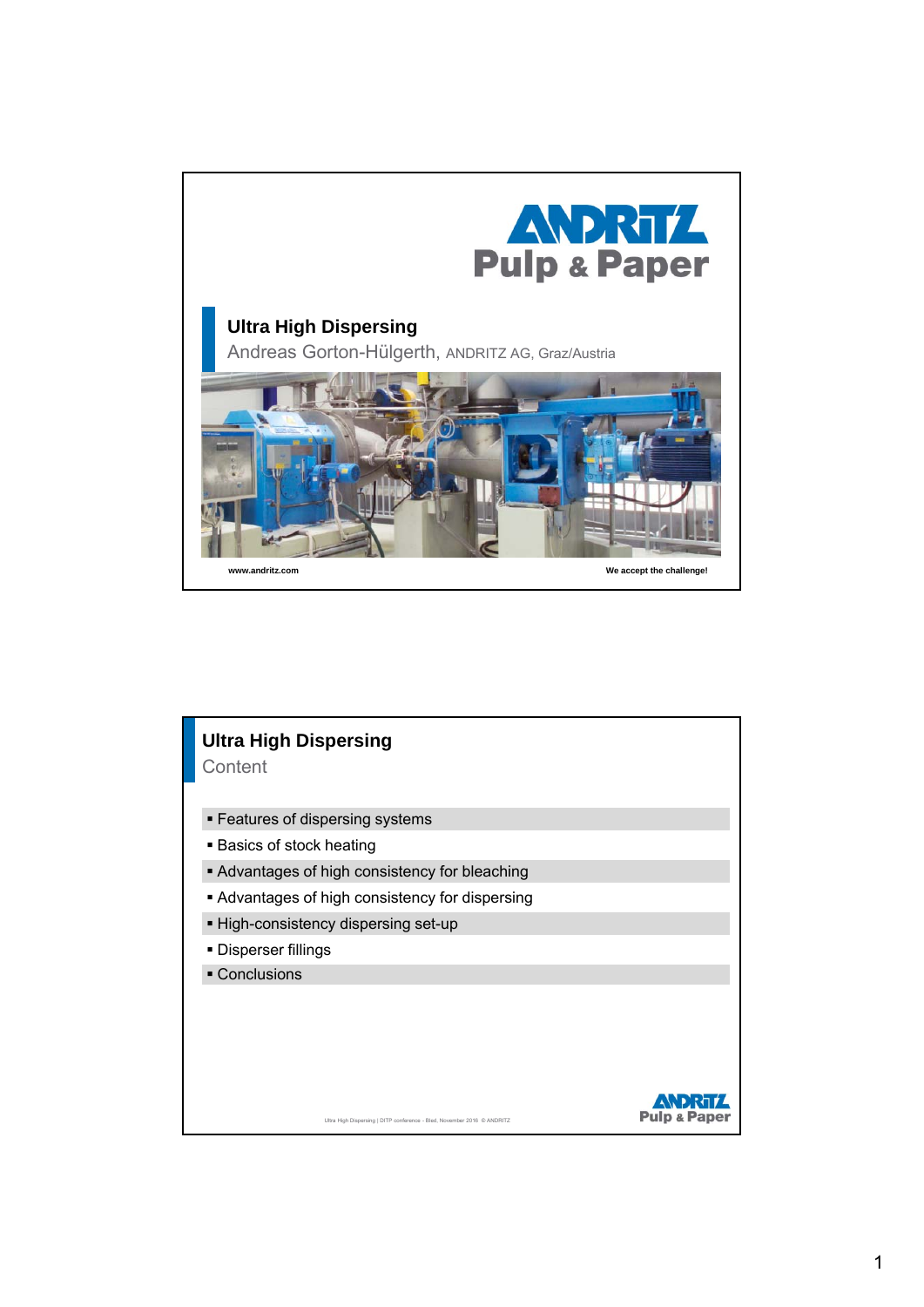# Ultra High Dispersing

Andreas Gorton-Hülgerth, ANDRITZ AG, Graz/Austria

www.andritz.com

We accept the challenge!

## Ultra High Dispersing

Content

- Features of dispersing systems
- Basics of stock heating
- Advantages of high consistency for bleaching
- Advantages of high consistency for dispersing
- High-consistency dispersing set-up
- Disperser fillings
- Conclusions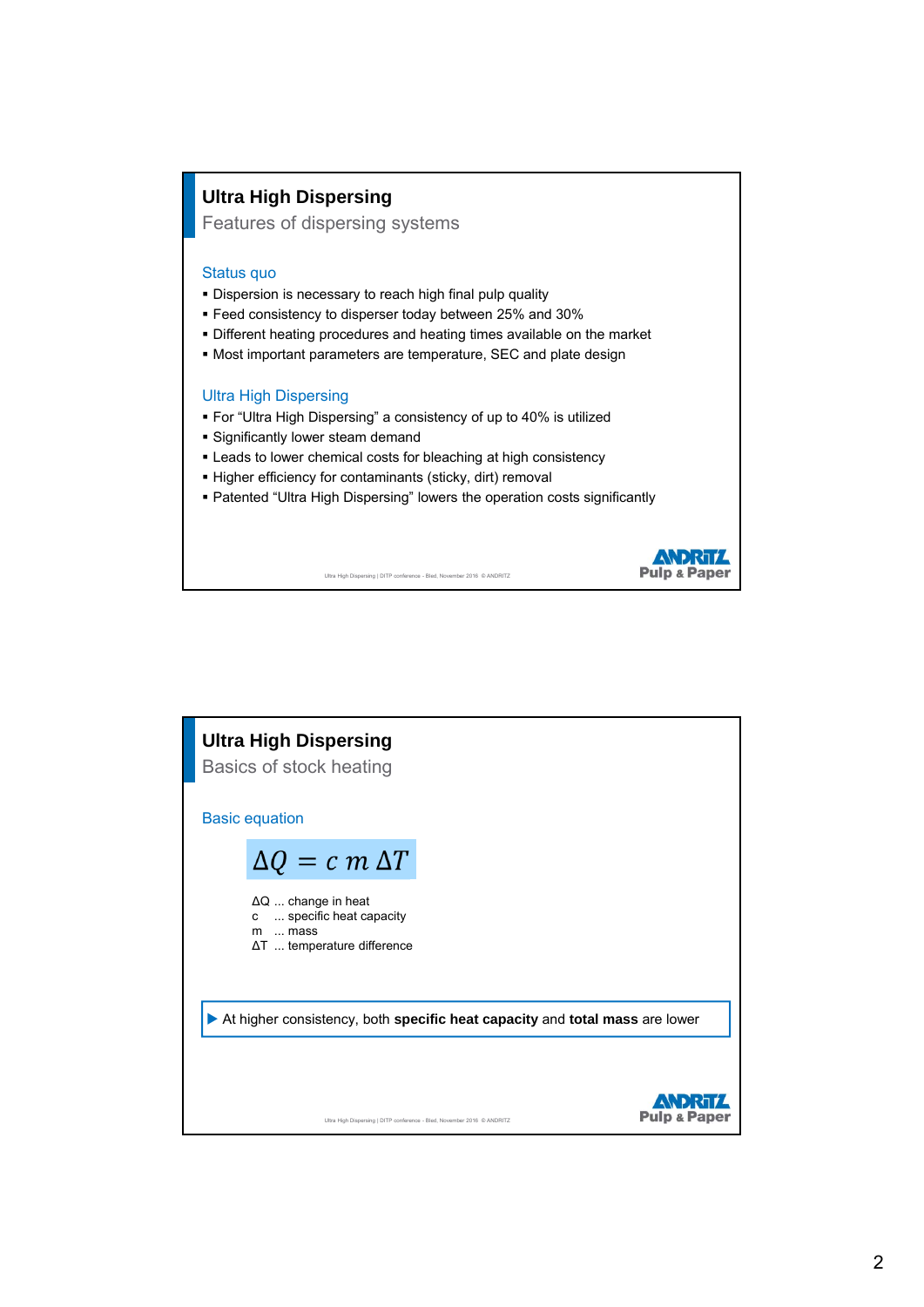## Ultra High Dispersing

### Features of dispersing systems

**Status quo**

- Dispersion is necessary to reach high final pulp quality
- Feed consistency to disperser today between 25% and 30%
- Different heating procedures and heating times available on the market
- Most important parameters are temperature, SEC and plate design

**Ultra High Dispersing**

- For "Ultra High Dispersing" a consistency of up to 40% is utilized
- Significantly lower steam demand
- Leads to lower chemical costs for bleaching at high consistency
- Higher efficiency for contaminants (sticky, dirt) removal
- Patented "Ultra High Dispersing" lowers the operation costs significantly

## Ultra High Dispersing

### Basics of stock heating

**Basic equation**

$$\Delta Q = c\,m\,\Delta T$$

$\Delta Q$ ... change in heat
$c$ ... specific heat capacity
$m$ ... mass
$\Delta T$ ... temperature difference

▶ At higher consistency, both **specific heat capacity** and **total mass** are lower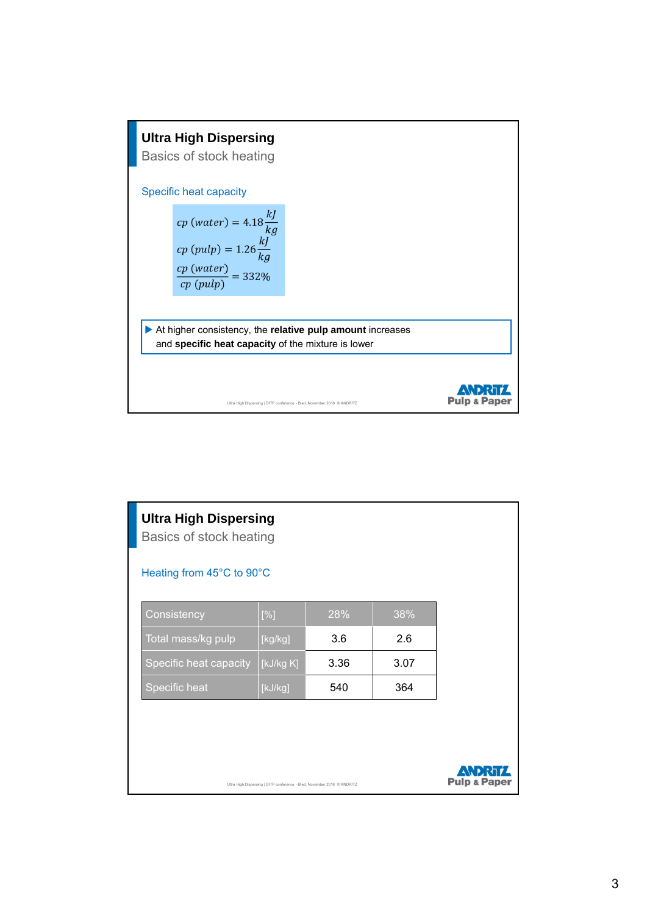# Ultra High Dispersing

## Basics of stock heating

### Specific heat capacity

$$cp\ (water) = 4.18 \frac{kJ}{kg}$$

$$cp\ (pulp) = 1.26 \frac{kJ}{kg}$$

$$\frac{cp\ (water)}{cp\ (pulp)} = 332\%$$

- At higher consistency, the **relative pulp amount** increases and **specific heat capacity** of the mixture is lower

# Ultra High Dispersing

## Basics of stock heating

### Heating from 45°C to 90°C

| Consistency | [%] | 28% | 38% |
|---|---|---|---|
| Total mass/kg pulp | [kg/kg] | 3.6 | 2.6 |
| Specific heat capacity | [kJ/kg K] | 3.36 | 3.07 |
| Specific heat | [kJ/kg] | 540 | 364 |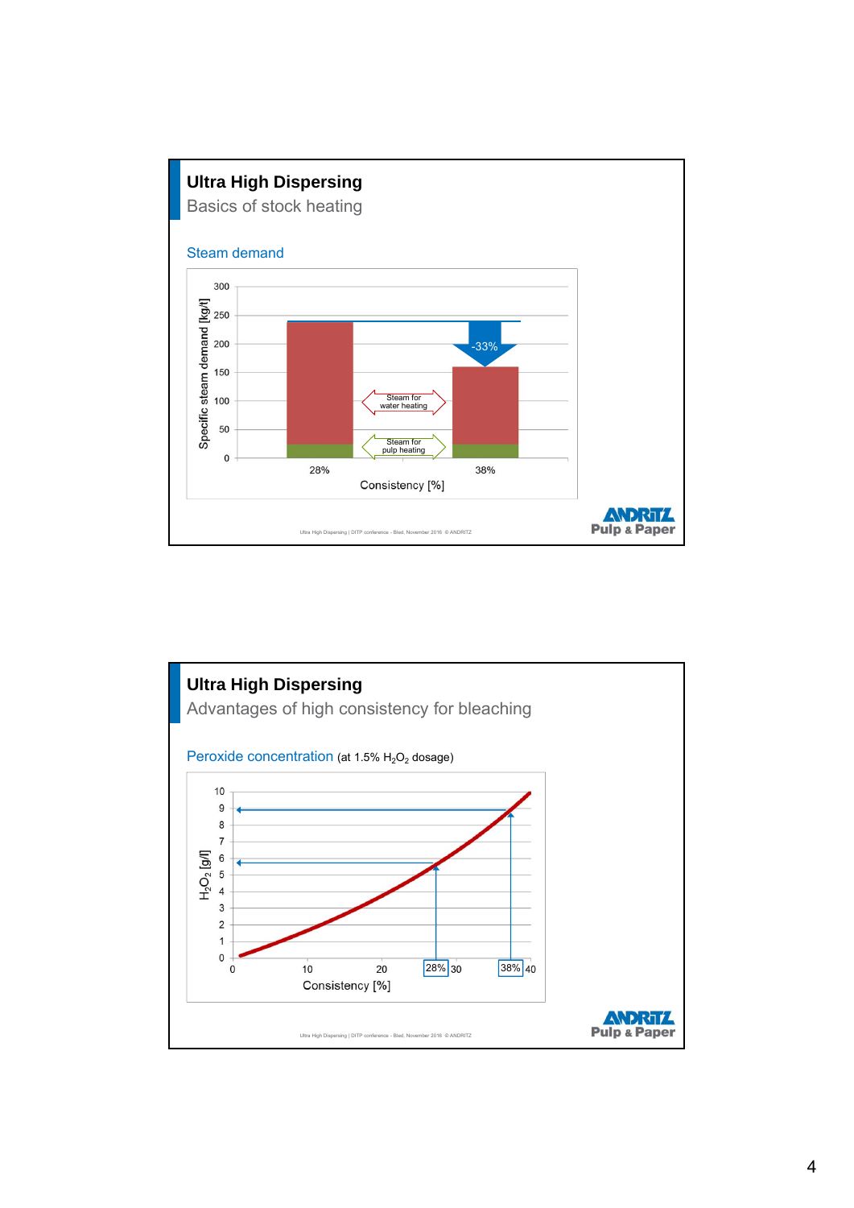## Ultra High Dispersing

Basics of stock heating

### Steam demand

Specific steam demand [kg/t]

300
250
200
150
100
50
0

-33%

Steam for water heating

Steam for pulp heating

28%

38%

Consistency [%]

Ultra High Dispersing | DITP conference - Bled, November 2016 © ANDRITZ

ANDRITZ Pulp & Paper

## Ultra High Dispersing

Advantages of high consistency for bleaching

### Peroxide concentration (at 1.5% $H_2O_2$ dosage)

$H_2O_2$ [g/l]

10
9
8
7
6
5
4
3
2
1
0

0 10 20 28% 30 38% 40

Consistency [%]

Ultra High Dispersing | DITP conference - Bled, November 2016 © ANDRITZ

ANDRITZ Pulp & Paper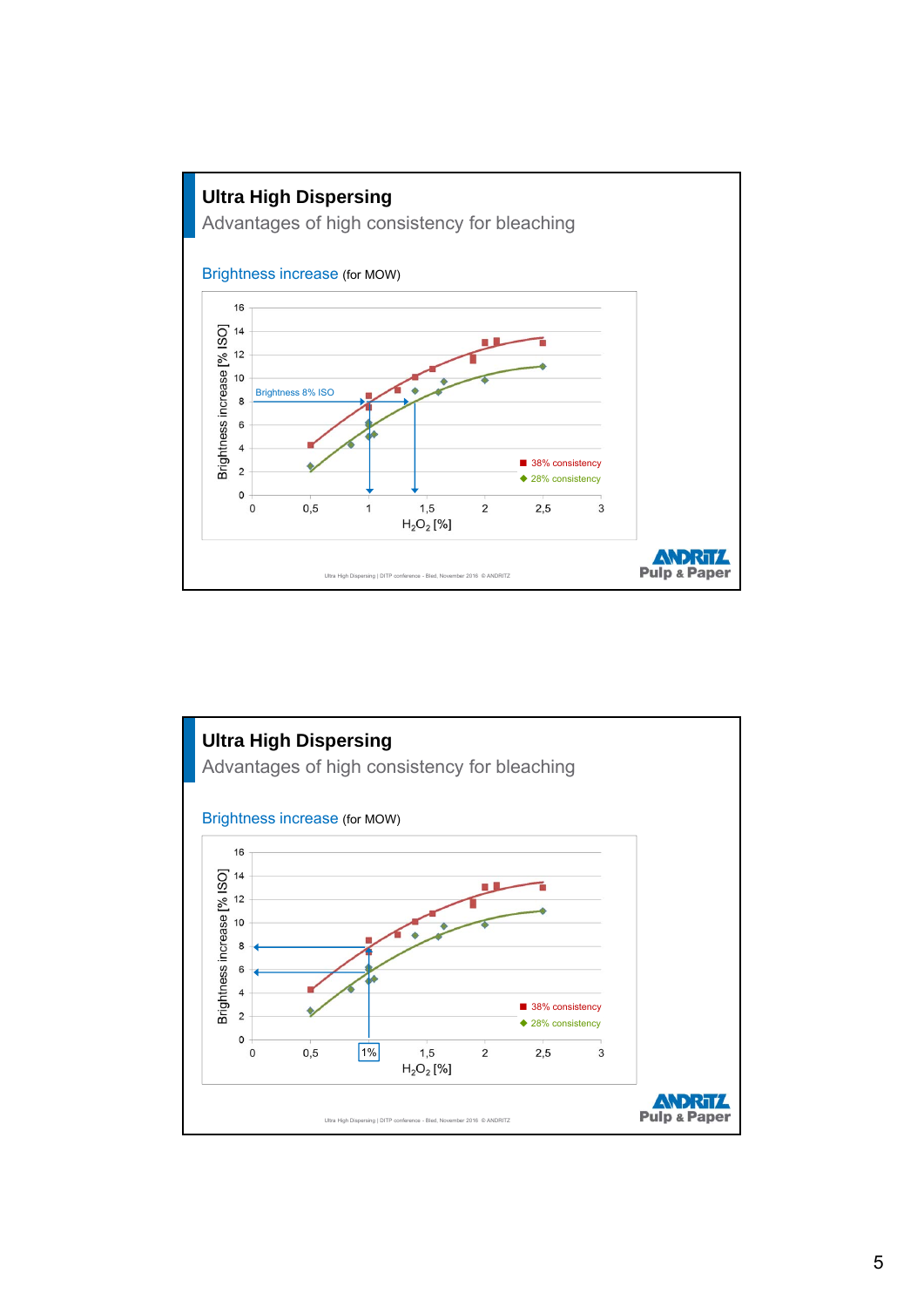## Ultra High Dispersing

### Advantages of high consistency for bleaching

Brightness increase (for MOW)

Brightness increase [% ISO] vs. $H_2O_2$ [%]

Brightness 8% ISO

■ 38% consistency
◆ 28% consistency

Ultra High Dispersing | DITP conference - Bled, November 2016 © ANDRITZ

ANDRITZ Pulp & Paper

---

## Ultra High Dispersing

### Advantages of high consistency for bleaching

Brightness increase (for MOW)

Brightness increase [% ISO] vs. $H_2O_2$ [%]

1%

■ 38% consistency
◆ 28% consistency

Ultra High Dispersing | DITP conference - Bled, November 2016 © ANDRITZ

ANDRITZ Pulp & Paper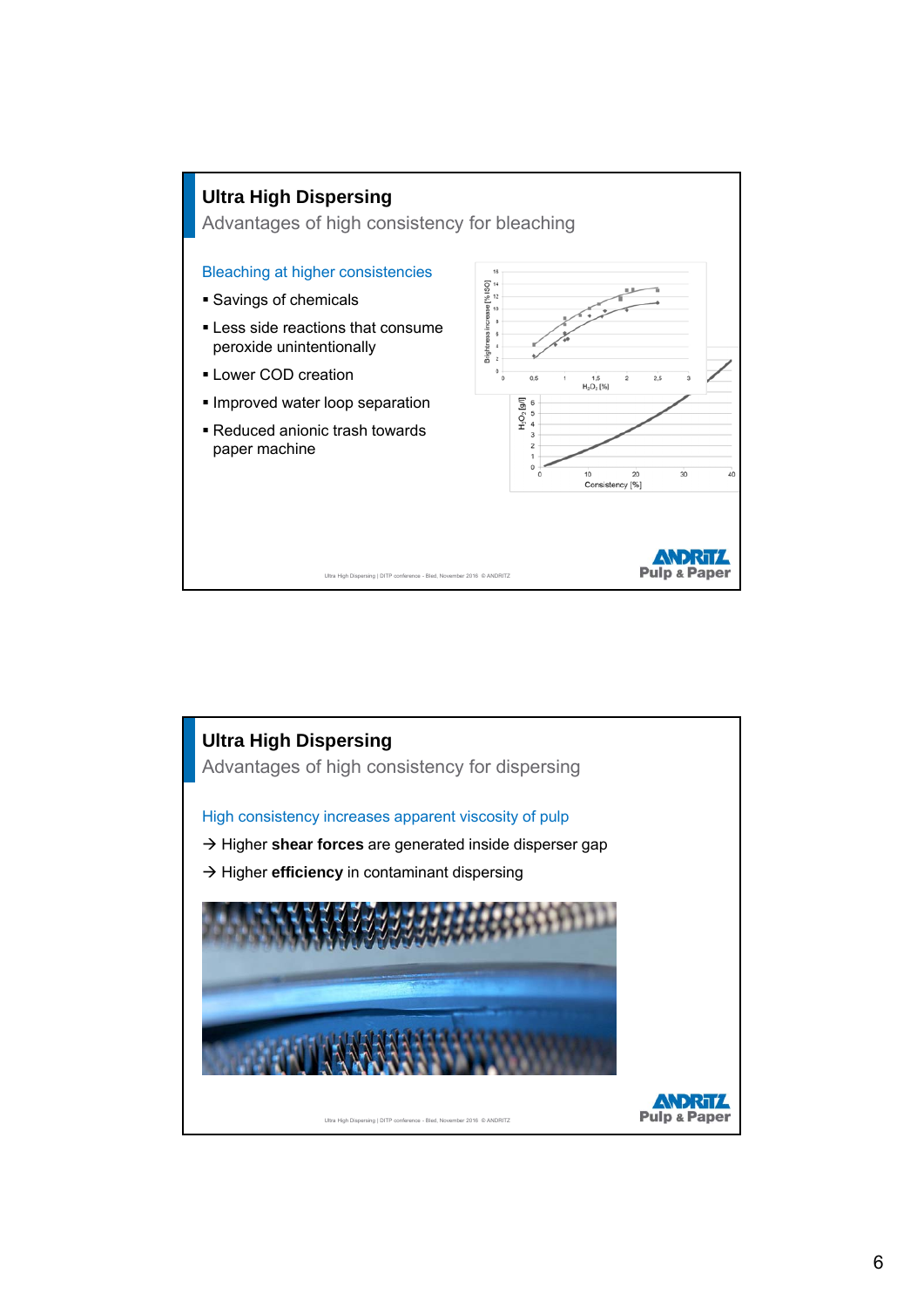## Ultra High Dispersing

### Advantages of high consistency for bleaching

Bleaching at higher consistencies

- Savings of chemicals
- Less side reactions that consume peroxide unintentionally
- Lower COD creation
- Improved water loop separation
- Reduced anionic trash towards paper machine

Ultra High Dispersing | DITP conference - Bled, November 2016 © ANDRITZ

ANDRITZ Pulp & Paper

## Ultra High Dispersing

### Advantages of high consistency for dispersing

High consistency increases apparent viscosity of pulp

→ Higher **shear forces** are generated inside disperser gap

→ Higher **efficiency** in contaminant dispersing

Ultra High Dispersing | DITP conference - Bled, November 2016 © ANDRITZ

ANDRITZ Pulp & Paper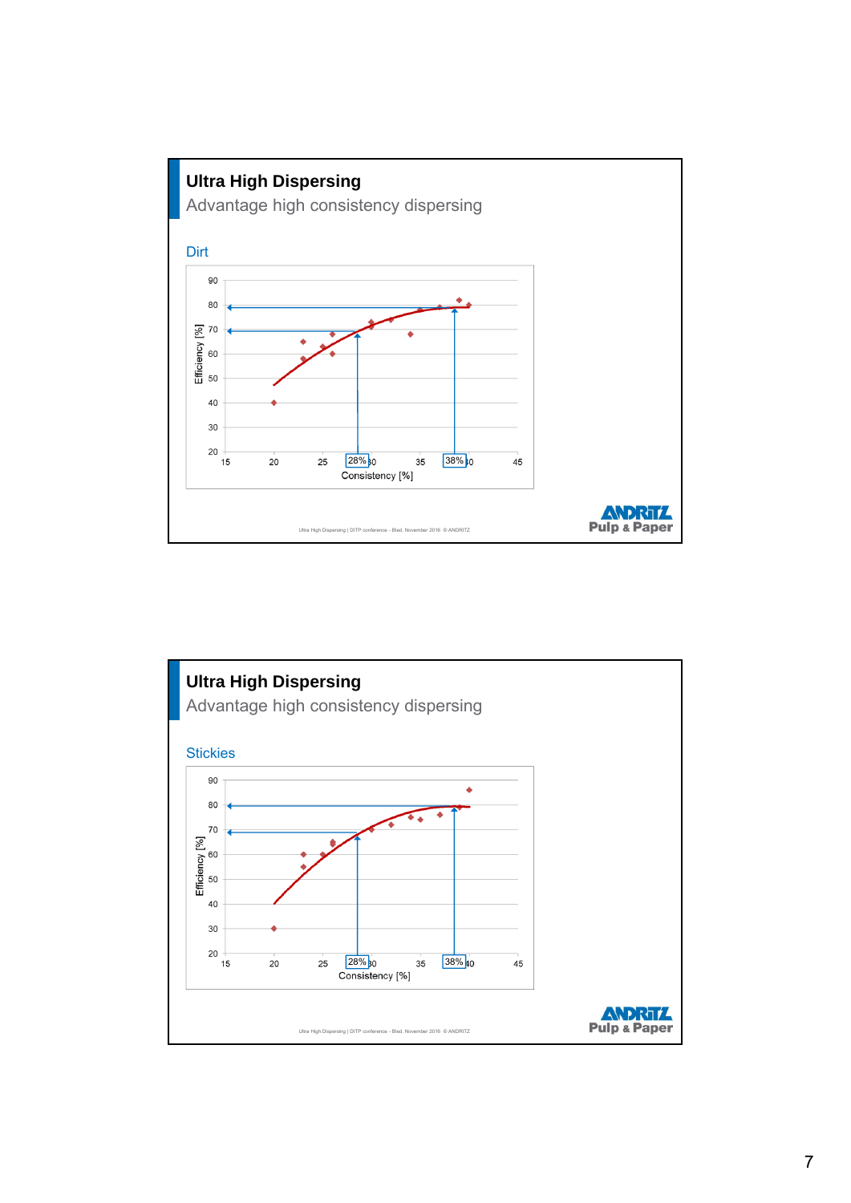## Ultra High Dispersing

Advantage high consistency dispersing

Dirt

Efficiency [%]

90
80
70
60
50
40
30
20

15 20 25 28% 30 35 38% 40 45

Consistency [%]

Ultra High Dispersing | DITP conference - Bled, November 2016 © ANDRITZ

ANDRITZ Pulp & Paper

## Ultra High Dispersing

Advantage high consistency dispersing

Stickies

Efficiency [%]

90
80
70
60
50
40
30
20

15 20 25 28% 30 35 38% 40 45

Consistency [%]

Ultra High Dispersing | DITP conference - Bled, November 2016 © ANDRITZ

ANDRITZ Pulp & Paper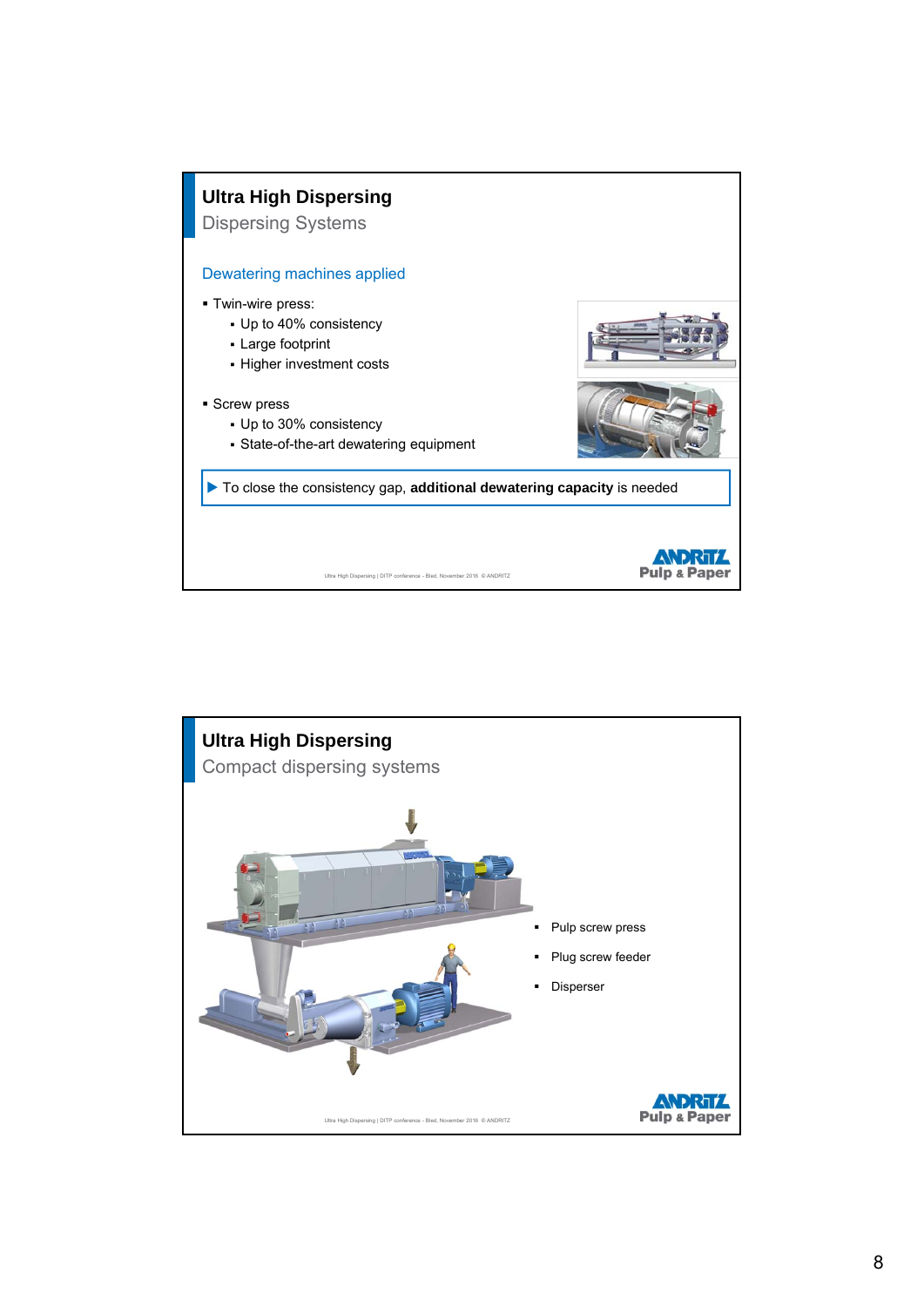## Ultra High Dispersing

### Dispersing Systems

**Dewatering machines applied**

- Twin-wire press:
  - Up to 40% consistency
  - Large footprint
  - Higher investment costs
- Screw press
  - Up to 30% consistency
  - State-of-the-art dewatering equipment

▶ To close the consistency gap, **additional dewatering capacity** is needed

## Ultra High Dispersing

### Compact dispersing systems

- Pulp screw press
- Plug screw feeder
- Disperser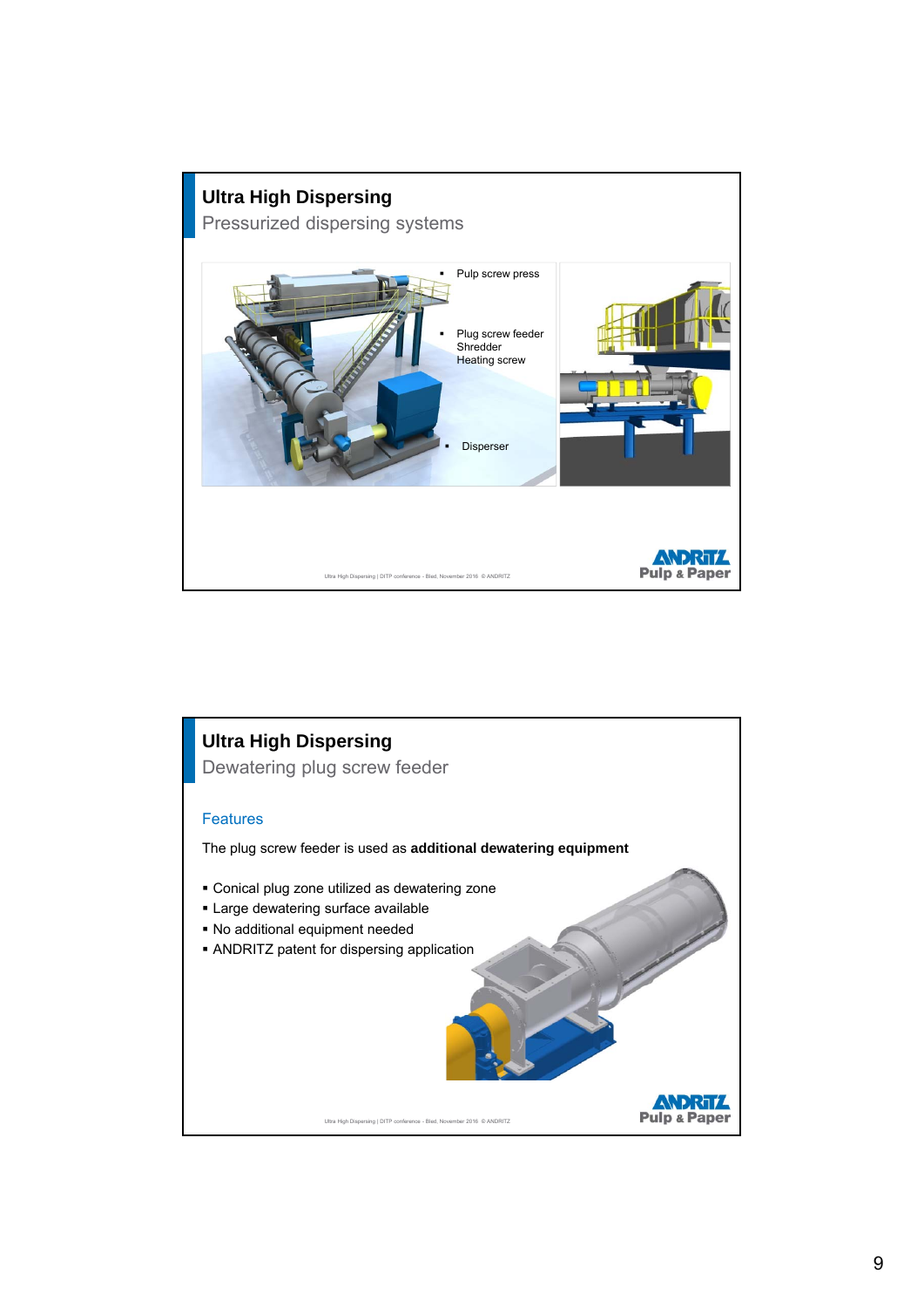## Ultra High Dispersing

### Pressurized dispersing systems

- Pulp screw press
- Plug screw feeder
  Shredder
  Heating screw
- Disperser

## Ultra High Dispersing

### Dewatering plug screw feeder

#### Features

The plug screw feeder is used as **additional dewatering equipment**

- Conical plug zone utilized as dewatering zone
- Large dewatering surface available
- No additional equipment needed
- ANDRITZ patent for dispersing application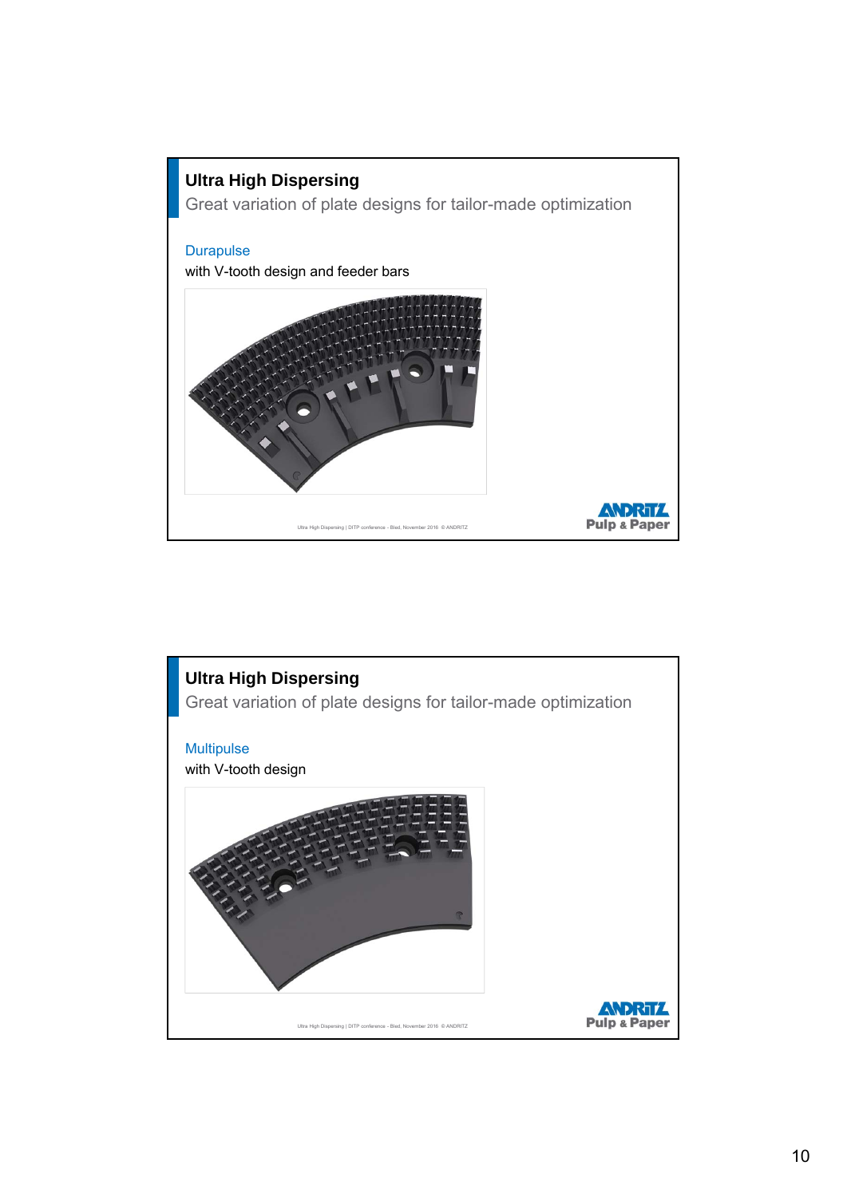## Ultra High Dispersing

Great variation of plate designs for tailor-made optimization

Durapulse

with V-tooth design and feeder bars

## Ultra High Dispersing

Great variation of plate designs for tailor-made optimization

Multipulse

with V-tooth design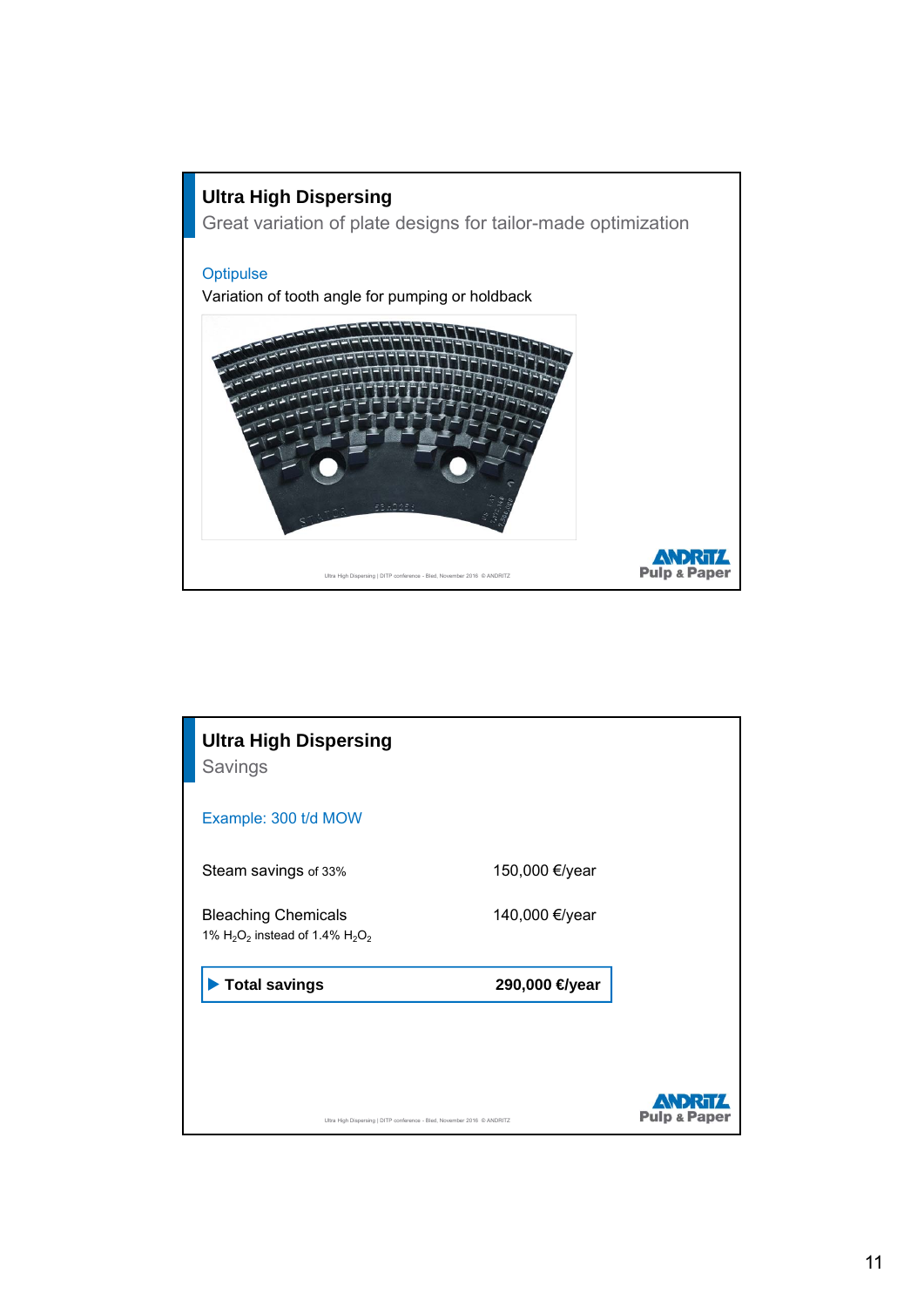## Ultra High Dispersing

Great variation of plate designs for tailor-made optimization

Optipulse

Variation of tooth angle for pumping or holdback

Ultra High Dispersing | DITP conference - Bled, November 2016 © ANDRITZ

ANDRITZ Pulp & Paper

## Ultra High Dispersing

Savings

Example: 300 t/d MOW

| | |
|---|---|
| Steam savings of 33% | 150,000 €/year |
| Bleaching Chemicals<br>1% $H_2O_2$ instead of 1.4% $H_2O_2$ | 140,000 €/year |
| **Total savings** | **290,000 €/year** |

Ultra High Dispersing | DITP conference - Bled, November 2016 © ANDRITZ

ANDRITZ Pulp & Paper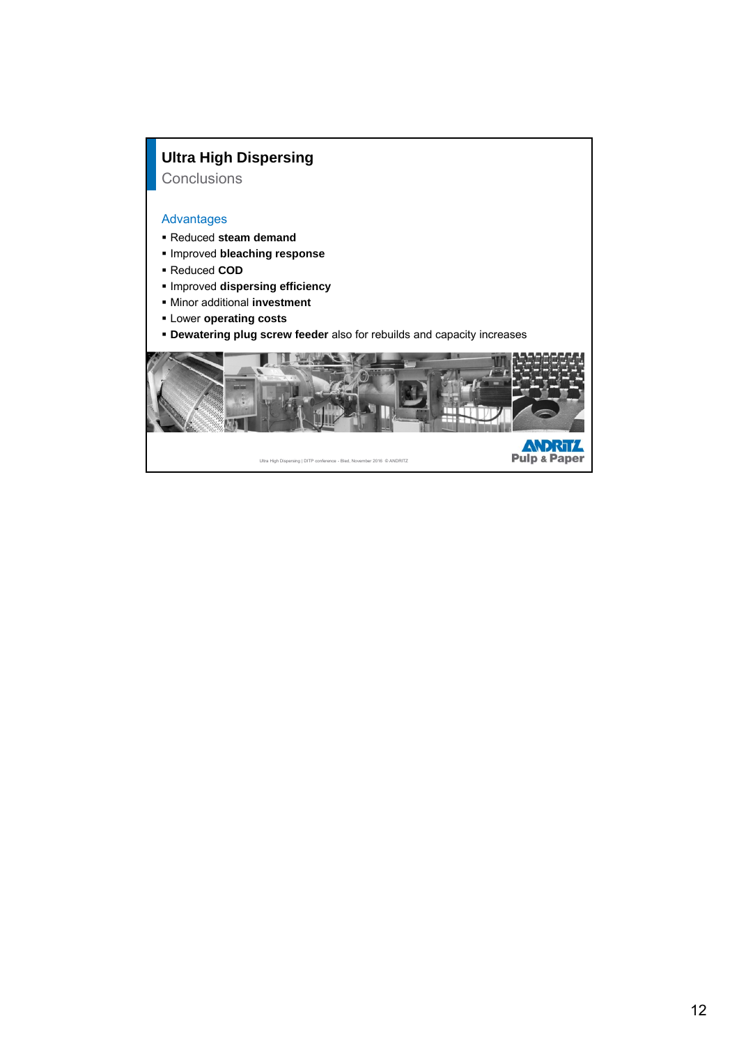# Ultra High Dispersing

## Conclusions

### Advantages

- Reduced **steam demand**
- Improved **bleaching response**
- Reduced **COD**
- Improved **dispersing efficiency**
- Minor additional **investment**
- Lower **operating costs**
- **Dewatering plug screw feeder** also for rebuilds and capacity increases

Ultra High Dispersing | DITP conference - Bled, November 2016 © ANDRITZ

ANDRITZ Pulp & Paper